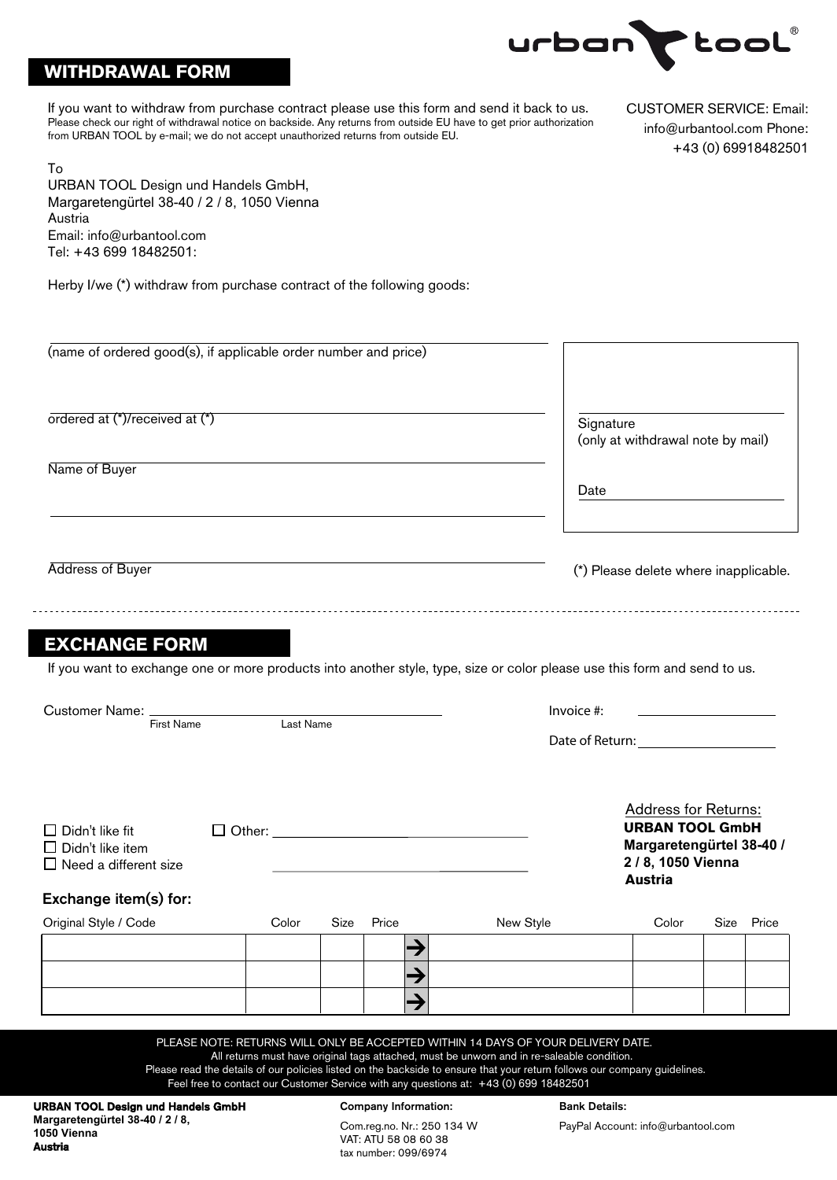urban tool®

# WITHDRAWAL FORM

If you want to withdraw from purchase contract please use this form and send it back to us.
Please check our right of withdrawal notice on backside. Any returns from outside EU have to get prior authorization from URBAN TOOL by e-mail; we do not accept unauthorized returns from outside EU.

CUSTOMER SERVICE: Email: info@urbantool.com Phone: +43 (0) 69918482501

To
URBAN TOOL Design und Handels GmbH,
Margaretengürtel 38-40 / 2 / 8, 1050 Vienna
Austria
Email: info@urbantool.com
Tel: +43 699 18482501:

Herby I/we (*) withdraw from purchase contract of the following goods:

(name of ordered good(s), if applicable order number and price)

ordered at (*)/received at (*)

Name of Buyer

Address of Buyer

Signature
(only at withdrawal note by mail)

Date

(*) Please delete where inapplicable.

# EXCHANGE FORM

If you want to exchange one or more products into another style, type, size or color please use this form and send to us.

Customer Name: First Name Last Name

Invoice #:

Date of Return:

- ☐ Didn't like fit
- ☐ Didn't like item
- ☐ Need a different size
- ☐ Other:

Address for Returns:
**URBAN TOOL GmbH**
**Margaretengürtel 38-40 / 2 / 8, 1050 Vienna**
**Austria**

## Exchange item(s) for:

| Original Style / Code | Color | Size | Price | | New Style | Color | Size | Price |
|---|---|---|---|---|---|---|---|---|
| | | | | → | | | | |
| | | | | → | | | | |
| | | | | → | | | | |

PLEASE NOTE: RETURNS WILL ONLY BE ACCEPTED WITHIN 14 DAYS OF YOUR DELIVERY DATE.
All returns must have original tags attached, must be unworn and in re-saleable condition.
Please read the details of our policies listed on the backside to ensure that your return follows our company guidelines.
Feel free to contact our Customer Service with any questions at: +43 (0) 699 18482501

**URBAN TOOL Design und Handels GmbH**
**Margaretengürtel 38-40 / 2 / 8,**
**1050 Vienna**
**Austria**

Company Information:
Com.reg.no. Nr.: 250 134 W
VAT: ATU 58 08 60 38
tax number: 099/6974

Bank Details:
PayPal Account: info@urbantool.com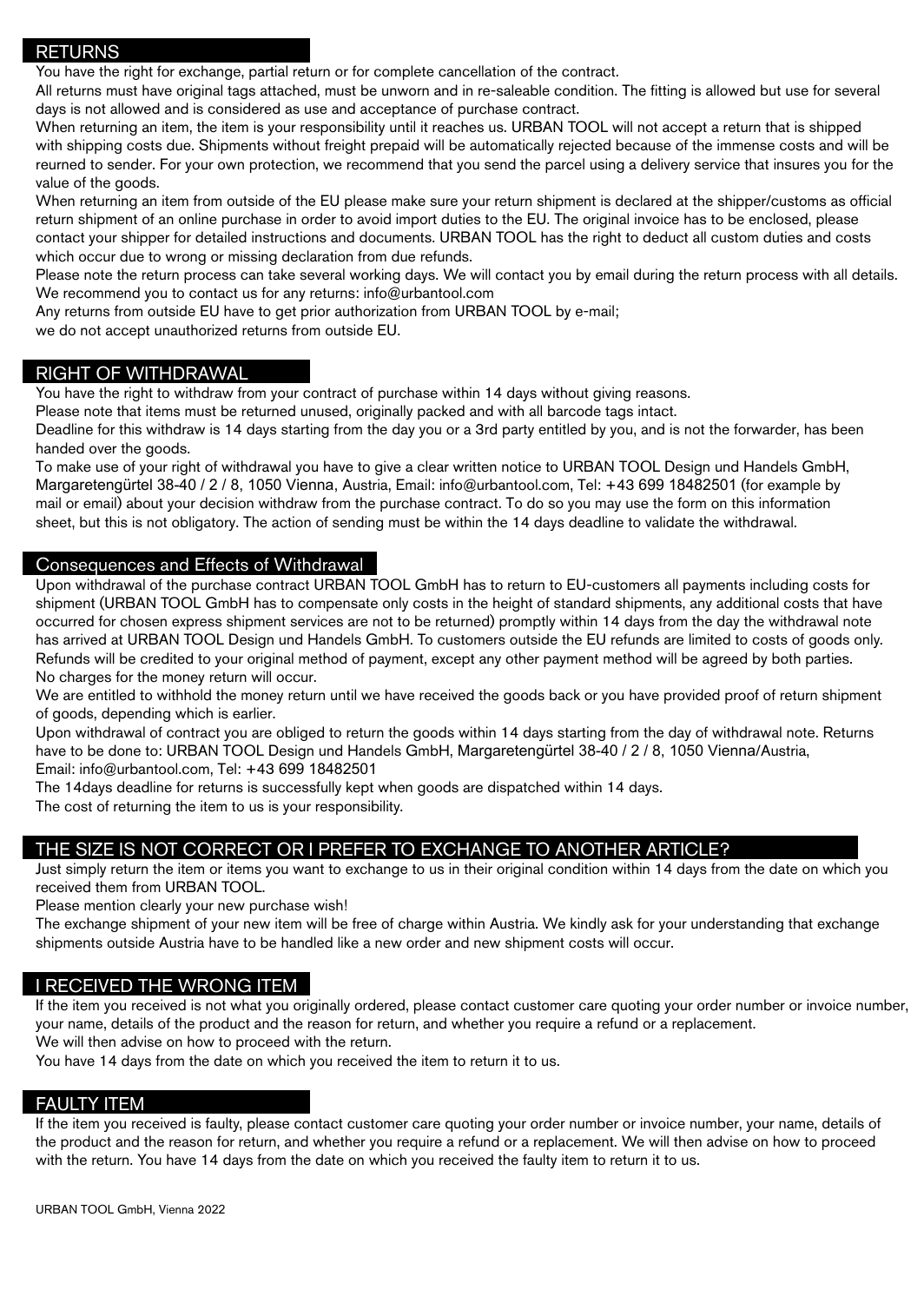## RETURNS

You have the right for exchange, partial return or for complete cancellation of the contract.

All returns must have original tags attached, must be unworn and in re-saleable condition. The fitting is allowed but use for several days is not allowed and is considered as use and acceptance of purchase contract.

When returning an item, the item is your responsibility until it reaches us. URBAN TOOL will not accept a return that is shipped with shipping costs due. Shipments without freight prepaid will be automatically rejected because of the immense costs and will be reurned to sender. For your own protection, we recommend that you send the parcel using a delivery service that insures you for the value of the goods.

When returning an item from outside of the EU please make sure your return shipment is declared at the shipper/customs as official return shipment of an online purchase in order to avoid import duties to the EU. The original invoice has to be enclosed, please contact your shipper for detailed instructions and documents. URBAN TOOL has the right to deduct all custom duties and costs which occur due to wrong or missing declaration from due refunds.

Please note the return process can take several working days. We will contact you by email during the return process with all details.
We recommend you to contact us for any returns: info@urbantool.com

Any returns from outside EU have to get prior authorization from URBAN TOOL by e-mail;
we do not accept unauthorized returns from outside EU.

## RIGHT OF WITHDRAWAL

You have the right to withdraw from your contract of purchase within 14 days without giving reasons.

Please note that items must be returned unused, originally packed and with all barcode tags intact.

Deadline for this withdraw is 14 days starting from the day you or a 3rd party entitled by you, and is not the forwarder, has been handed over the goods.

To make use of your right of withdrawal you have to give a clear written notice to URBAN TOOL Design und Handels GmbH, Margaretengürtel 38-40 / 2 / 8, 1050 Vienna, Austria, Email: info@urbantool.com, Tel: +43 699 18482501 (for example by mail or email) about your decision withdraw from the purchase contract. To do so you may use the form on this information sheet, but this is not obligatory. The action of sending must be within the 14 days deadline to validate the withdrawal.

## Consequences and Effects of Withdrawal

Upon withdrawal of the purchase contract URBAN TOOL GmbH has to return to EU-customers all payments including costs for shipment (URBAN TOOL GmbH has to compensate only costs in the height of standard shipments, any additional costs that have occurred for chosen express shipment services are not to be returned) promptly within 14 days from the day the withdrawal note has arrived at URBAN TOOL Design und Handels GmbH. To customers outside the EU refunds are limited to costs of goods only. Refunds will be credited to your original method of payment, except any other payment method will be agreed by both parties.
No charges for the money return will occur.

We are entitled to withhold the money return until we have received the goods back or you have provided proof of return shipment of goods, depending which is earlier.

Upon withdrawal of contract you are obliged to return the goods within 14 days starting from the day of withdrawal note. Returns have to be done to: URBAN TOOL Design und Handels GmbH, Margaretengürtel 38-40 / 2 / 8, 1050 Vienna/Austria,
Email: info@urbantool.com, Tel: +43 699 18482501

The 14days deadline for returns is successfully kept when goods are dispatched within 14 days.

The cost of returning the item to us is your responsibility.

## THE SIZE IS NOT CORRECT OR I PREFER TO EXCHANGE TO ANOTHER ARTICLE?

Just simply return the item or items you want to exchange to us in their original condition within 14 days from the date on which you received them from URBAN TOOL.

Please mention clearly your new purchase wish!

The exchange shipment of your new item will be free of charge within Austria. We kindly ask for your understanding that exchange shipments outside Austria have to be handled like a new order and new shipment costs will occur.

## I RECEIVED THE WRONG ITEM

If the item you received is not what you originally ordered, please contact customer care quoting your order number or invoice number, your name, details of the product and the reason for return, and whether you require a refund or a replacement.

We will then advise on how to proceed with the return.

You have 14 days from the date on which you received the item to return it to us.

## FAULTY ITEM

If the item you received is faulty, please contact customer care quoting your order number or invoice number, your name, details of the product and the reason for return, and whether you require a refund or a replacement. We will then advise on how to proceed with the return. You have 14 days from the date on which you received the faulty item to return it to us.

URBAN TOOL GmbH, Vienna 2022